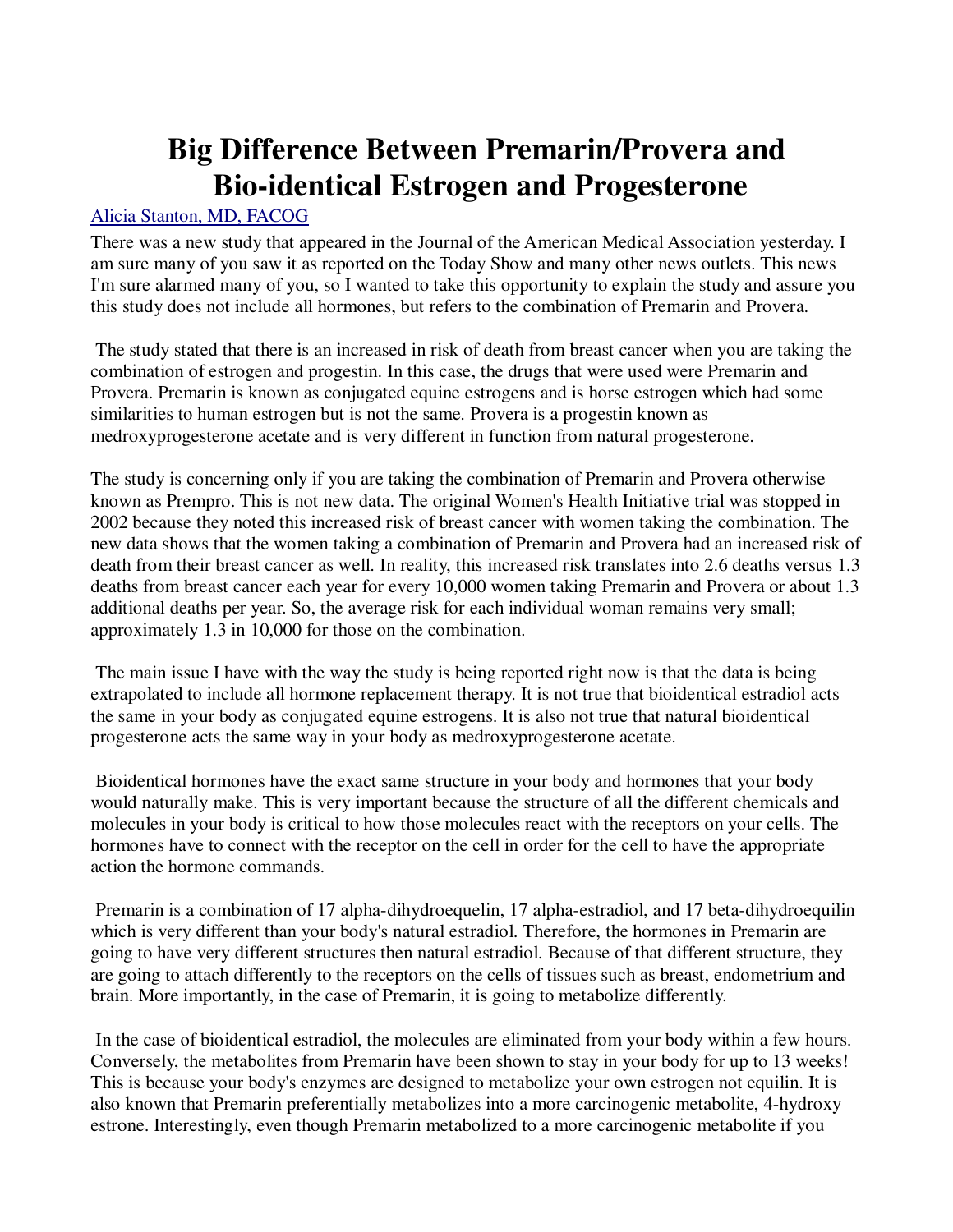# Big Difference Between Premarin/Provera and Bio-identical Estrogen and Progesterone

[Alicia Stanton, MD, FACOG](#)

There was a new study that appeared in the Journal of the American Medical Association yesterday. I am sure many of you saw it as reported on the Today Show and many other news outlets. This news I'm sure alarmed many of you, so I wanted to take this opportunity to explain the study and assure you this study does not include all hormones, but refers to the combination of Premarin and Provera.

The study stated that there is an increased in risk of death from breast cancer when you are taking the combination of estrogen and progestin. In this case, the drugs that were used were Premarin and Provera. Premarin is known as conjugated equine estrogens and is horse estrogen which had some similarities to human estrogen but is not the same. Provera is a progestin known as medroxyprogesterone acetate and is very different in function from natural progesterone.

The study is concerning only if you are taking the combination of Premarin and Provera otherwise known as Prempro. This is not new data. The original Women's Health Initiative trial was stopped in 2002 because they noted this increased risk of breast cancer with women taking the combination. The new data shows that the women taking a combination of Premarin and Provera had an increased risk of death from their breast cancer as well. In reality, this increased risk translates into 2.6 deaths versus 1.3 deaths from breast cancer each year for every 10,000 women taking Premarin and Provera or about 1.3 additional deaths per year. So, the average risk for each individual woman remains very small; approximately 1.3 in 10,000 for those on the combination.

The main issue I have with the way the study is being reported right now is that the data is being extrapolated to include all hormone replacement therapy. It is not true that bioidentical estradiol acts the same in your body as conjugated equine estrogens. It is also not true that natural bioidentical progesterone acts the same way in your body as medroxyprogesterone acetate.

Bioidentical hormones have the exact same structure in your body and hormones that your body would naturally make. This is very important because the structure of all the different chemicals and molecules in your body is critical to how those molecules react with the receptors on your cells. The hormones have to connect with the receptor on the cell in order for the cell to have the appropriate action the hormone commands.

Premarin is a combination of 17 alpha-dihydroequelin, 17 alpha-estradiol, and 17 beta-dihydroequilin which is very different than your body's natural estradiol. Therefore, the hormones in Premarin are going to have very different structures then natural estradiol. Because of that different structure, they are going to attach differently to the receptors on the cells of tissues such as breast, endometrium and brain. More importantly, in the case of Premarin, it is going to metabolize differently.

In the case of bioidentical estradiol, the molecules are eliminated from your body within a few hours. Conversely, the metabolites from Premarin have been shown to stay in your body for up to 13 weeks! This is because your body's enzymes are designed to metabolize your own estrogen not equilin. It is also known that Premarin preferentially metabolizes into a more carcinogenic metabolite, 4-hydroxy estrone. Interestingly, even though Premarin metabolized to a more carcinogenic metabolite if you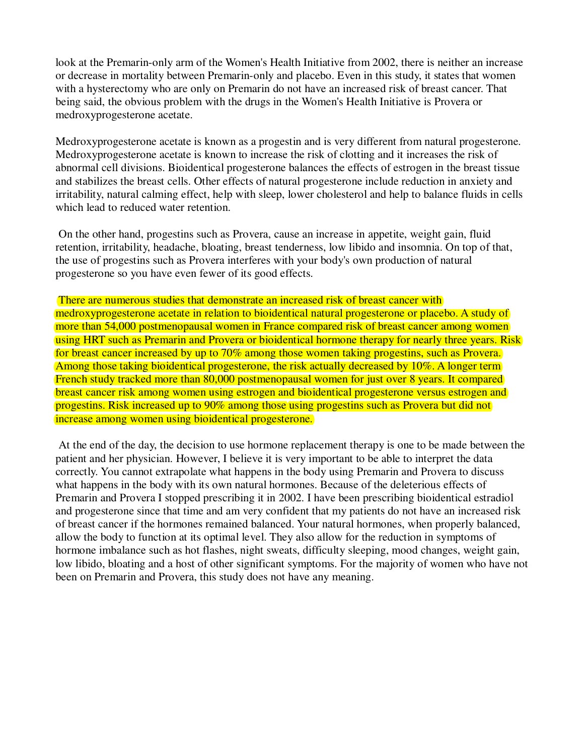look at the Premarin-only arm of the Women's Health Initiative from 2002, there is neither an increase or decrease in mortality between Premarin-only and placebo. Even in this study, it states that women with a hysterectomy who are only on Premarin do not have an increased risk of breast cancer. That being said, the obvious problem with the drugs in the Women's Health Initiative is Provera or medroxyprogesterone acetate.

Medroxyprogesterone acetate is known as a progestin and is very different from natural progesterone. Medroxyprogesterone acetate is known to increase the risk of clotting and it increases the risk of abnormal cell divisions. Bioidentical progesterone balances the effects of estrogen in the breast tissue and stabilizes the breast cells. Other effects of natural progesterone include reduction in anxiety and irritability, natural calming effect, help with sleep, lower cholesterol and help to balance fluids in cells which lead to reduced water retention.

On the other hand, progestins such as Provera, cause an increase in appetite, weight gain, fluid retention, irritability, headache, bloating, breast tenderness, low libido and insomnia. On top of that, the use of progestins such as Provera interferes with your body's own production of natural progesterone so you have even fewer of its good effects.

There are numerous studies that demonstrate an increased risk of breast cancer with medroxyprogesterone acetate in relation to bioidentical natural progesterone or placebo. A study of more than 54,000 postmenopausal women in France compared risk of breast cancer among women using HRT such as Premarin and Provera or bioidentical hormone therapy for nearly three years. Risk for breast cancer increased by up to 70% among those women taking progestins, such as Provera. Among those taking bioidentical progesterone, the risk actually decreased by 10%. A longer term French study tracked more than 80,000 postmenopausal women for just over 8 years. It compared breast cancer risk among women using estrogen and bioidentical progesterone versus estrogen and progestins. Risk increased up to 90% among those using progestins such as Provera but did not increase among women using bioidentical progesterone.

At the end of the day, the decision to use hormone replacement therapy is one to be made between the patient and her physician. However, I believe it is very important to be able to interpret the data correctly. You cannot extrapolate what happens in the body using Premarin and Provera to discuss what happens in the body with its own natural hormones. Because of the deleterious effects of Premarin and Provera I stopped prescribing it in 2002. I have been prescribing bioidentical estradiol and progesterone since that time and am very confident that my patients do not have an increased risk of breast cancer if the hormones remained balanced. Your natural hormones, when properly balanced, allow the body to function at its optimal level. They also allow for the reduction in symptoms of hormone imbalance such as hot flashes, night sweats, difficulty sleeping, mood changes, weight gain, low libido, bloating and a host of other significant symptoms. For the majority of women who have not been on Premarin and Provera, this study does not have any meaning.